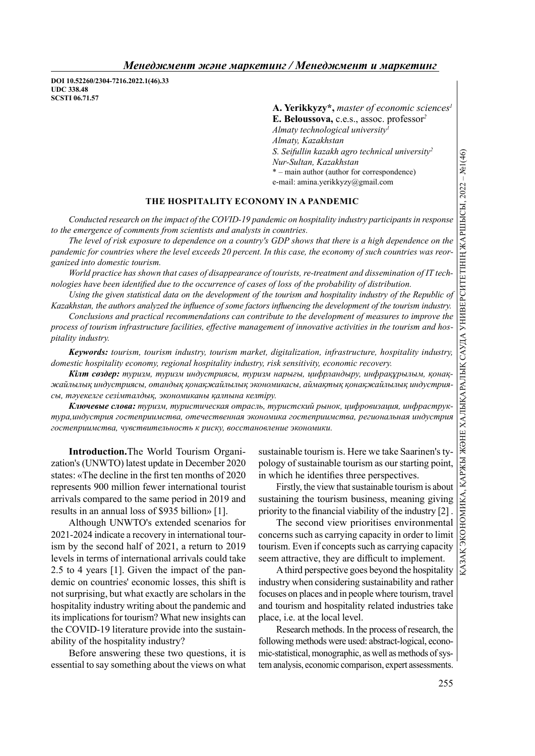*Менеджмент және маркетинг / Менеджмент и маркетинг*

DOI 10.52260/2304-7216.2022.1(46).33
UDC 338.48
SCSTI 06.71.57

**A. Yerikkyzy\*,** *master of economic sciences[1]*
**E. Beloussova,** c.e.s., assoc. professor[2]
*Almaty technological university[1]*
*Almaty, Kazakhstan*
*S. Seifullin kazakh agro technical university[2]*
*Nur-Sultan, Kazakhstan*
\* – main author (author for correspondence)
e-mail: amina.yerikkyzy@gmail.com

## THE HOSPITALITY ECONOMY IN A PANDEMIC

*Conducted research on the impact of the COVID-19 pandemic on hospitality industry participants in response to the emergence of comments from scientists and analysts in countries.*

*The level of risk exposure to dependence on a country's GDP shows that there is a high dependence on the pandemic for countries where the level exceeds 20 percent. In this case, the economy of such countries was reorganized into domestic tourism.*

*World practice has shown that cases of disappearance of tourists, re-treatment and dissemination of IT technologies have been identified due to the occurrence of cases of loss of the probability of distribution.*

*Using the given statistical data on the development of the tourism and hospitality industry of the Republic of Kazakhstan, the authors analyzed the influence of some factors influencing the development of the tourism industry.*

*Conclusions and practical recommendations can contribute to the development of measures to improve the process of tourism infrastructure facilities, effective management of innovative activities in the tourism and hospitality industry.*

***Keywords:*** *tourism, tourism industry, tourism market, digitalization, infrastructure, hospitality industry, domestic hospitality economy, regional hospitality industry, risk sensitivity, economic recovery.*

***Кілт сөздер:*** *туризм, туризм индустриясы, туризм нарығы, цифрландыру, инфрақұрылым, қонақжайлылық индустриясы, отандық қонақжайлылық экономикасы, аймақтық қонақжайлылық индустриясы, тәуекелге сезімталдық, экономиканы қалпына келтіру.*

***Ключевые слова:*** *туризм, туристическая отрасль, туристский рынок, цифровизация, инфраструктура,индустрия гостеприимства, отечественная экономика гостеприимства, региональная индустрия гостеприимства, чувствительность к риску, восстановление экономики.*

**Introduction.**The World Tourism Organization's (UNWTO) latest update in December 2020 states: «The decline in the first ten months of 2020 represents 900 million fewer international tourist arrivals compared to the same period in 2019 and results in an annual loss of $935 billion» [1].

Although UNWTO's extended scenarios for 2021-2024 indicate a recovery in international tourism by the second half of 2021, a return to 2019 levels in terms of international arrivals could take 2.5 to 4 years [1]. Given the impact of the pandemic on countries' economic losses, this shift is not surprising, but what exactly are scholars in the hospitality industry writing about the pandemic and its implications for tourism? What new insights can the COVID-19 literature provide into the sustainability of the hospitality industry?

Before answering these two questions, it is essential to say something about the views on what sustainable tourism is. Here we take Saarinen's typology of sustainable tourism as our starting point, in which he identifies three perspectives.

Firstly, the view that sustainable tourism is about sustaining the tourism business, meaning giving priority to the financial viability of the industry [2] .

The second view prioritises environmental concerns such as carrying capacity in order to limit tourism. Even if concepts such as carrying capacity seem attractive, they are difficult to implement.

A third perspective goes beyond the hospitality industry when considering sustainability and rather focuses on places and in people where tourism, travel and tourism and hospitality related industries take place, i.e. at the local level.

Research methods. In the process of research, the following methods were used: abstract-logical, economic-statistical, monographic, as well as methods of system analysis, economic comparison, expert assessments.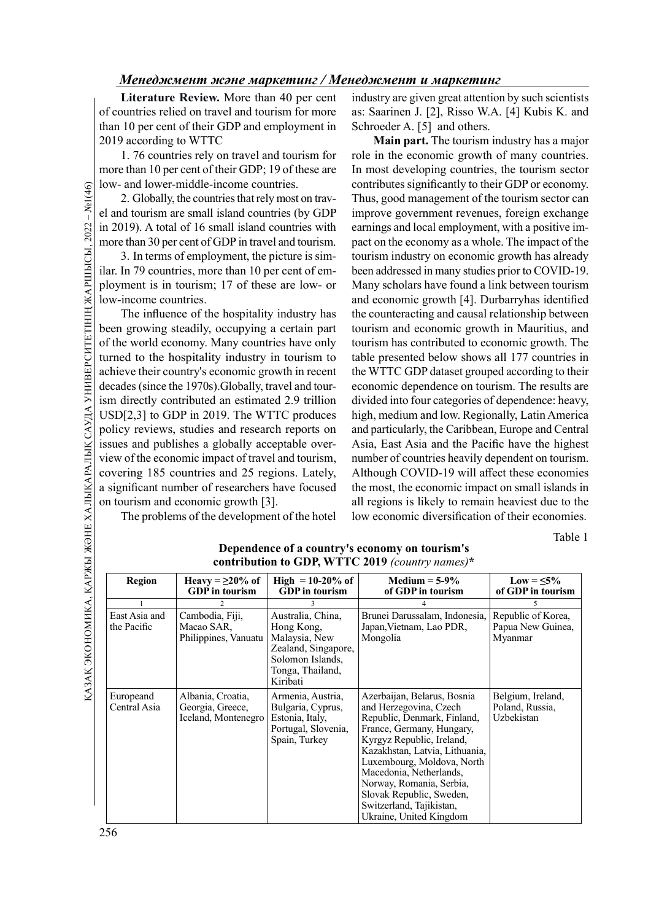**Literature Review.** More than 40 per cent of countries relied on travel and tourism for more than 10 per cent of their GDP and employment in 2019 according to WTTC

1. 76 countries rely on travel and tourism for more than 10 per cent of their GDP; 19 of these are low- and lower-middle-income countries.

2. Globally, the countries that rely most on travel and tourism are small island countries (by GDP in 2019). A total of 16 small island countries with more than 30 per cent of GDP in travel and tourism.

3. In terms of employment, the picture is similar. In 79 countries, more than 10 per cent of employment is in tourism; 17 of these are low- or low-income countries.

The influence of the hospitality industry has been growing steadily, occupying a certain part of the world economy. Many countries have only turned to the hospitality industry in tourism to achieve their country's economic growth in recent decades (since the 1970s).Globally, travel and tourism directly contributed an estimated 2.9 trillion USD[2,3] to GDP in 2019. The WTTC produces policy reviews, studies and research reports on issues and publishes a globally acceptable overview of the economic impact of travel and tourism, covering 185 countries and 25 regions. Lately, a significant number of researchers have focused on tourism and economic growth [3].

The problems of the development of the hotel industry are given great attention by such scientists as: Saarinen J. [2], Risso W.A. [4] Kubis K. and Schroeder A. [5] and others.

**Main part.** The tourism industry has a major role in the economic growth of many countries. In most developing countries, the tourism sector contributes significantly to their GDP or economy. Thus, good management of the tourism sector can improve government revenues, foreign exchange earnings and local employment, with a positive impact on the economy as a whole. The impact of the tourism industry on economic growth has already been addressed in many studies prior to COVID-19. Many scholars have found a link between tourism and economic growth [4]. Durbarryhas identified the counteracting and causal relationship between tourism and economic growth in Mauritius, and tourism has contributed to economic growth. The table presented below shows all 177 countries in the WTTC GDP dataset grouped according to their economic dependence on tourism. The results are divided into four categories of dependence: heavy, high, medium and low. Regionally, Latin America and particularly, the Caribbean, Europe and Central Asia, East Asia and the Pacific have the highest number of countries heavily dependent on tourism. Although COVID-19 will affect these economies the most, the economic impact on small islands in all regions is likely to remain heaviest due to the low economic diversification of their economies.

Table 1

**Dependence of a country's economy on tourism's contribution to GDP, WTTC 2019** *(country names)*\*

| Region | Heavy = ≥20% of GDP in tourism | High = 10-20% of GDP in tourism | Medium = 5-9% of GDP in tourism | Low = ≤5% of GDP in tourism |
|---|---|---|---|---|
| 1 | 2 | 3 | 4 | 5 |
| East Asia and the Pacific | Cambodia, Fiji, Macao SAR, Philippines, Vanuatu | Australia, China, Hong Kong, Malaysia, New Zealand, Singapore, Solomon Islands, Tonga, Thailand, Kiribati | Brunei Darussalam, Indonesia, Japan,Vietnam, Lao PDR, Mongolia | Republic of Korea, Papua New Guinea, Myanmar |
| Europeand Central Asia | Albania, Croatia, Georgia, Greece, Iceland, Montenegro | Armenia, Austria, Bulgaria, Cyprus, Estonia, Italy, Portugal, Slovenia, Spain, Turkey | Azerbaijan, Belarus, Bosnia and Herzegovina, Czech Republic, Denmark, Finland, France, Germany, Hungary, Kyrgyz Republic, Ireland, Kazakhstan, Latvia, Lithuania, Luxembourg, Moldova, North Macedonia, Netherlands, Norway, Romania, Serbia, Slovak Republic, Sweden, Switzerland, Tajikistan, Ukraine, United Kingdom | Belgium, Ireland, Poland, Russia, Uzbekistan |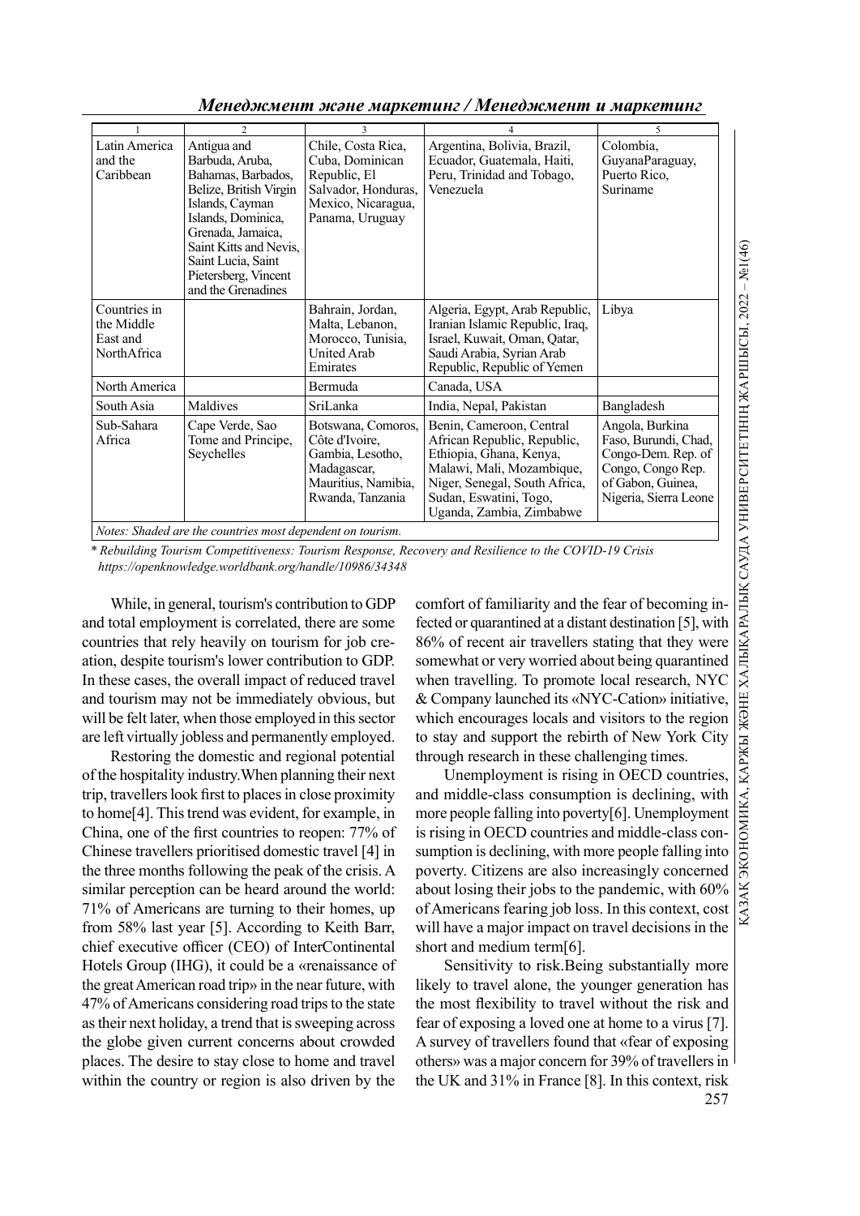| 1 | 2 | 3 | 4 | 5 |
|---|---|---|---|---|
| Latin America and the Caribbean | Antigua and Barbuda, Aruba, Bahamas, Barbados, Belize, British Virgin Islands, Cayman Islands, Dominica, Grenada, Jamaica, Saint Kitts and Nevis, Saint Lucia, Saint Pietersberg, Vincent and the Grenadines | Chile, Costa Rica, Cuba, Dominican Republic, El Salvador, Honduras, Mexico, Nicaragua, Panama, Uruguay | Argentina, Bolivia, Brazil, Ecuador, Guatemala, Haiti, Peru, Trinidad and Tobago, Venezuela | Colombia, GuyanaParaguay, Puerto Rico, Suriname |
| Countries in the Middle East and NorthAfrica | | Bahrain, Jordan, Malta, Lebanon, Morocco, Tunisia, United Arab Emirates | Algeria, Egypt, Arab Republic, Iranian Islamic Republic, Iraq, Israel, Kuwait, Oman, Qatar, Saudi Arabia, Syrian Arab Republic, Republic of Yemen | Libya |
| North America | | Bermuda | Canada, USA | |
| South Asia | Maldives | SriLanka | India, Nepal, Pakistan | Bangladesh |
| Sub-Sahara Africa | Cape Verde, Sao Tome and Principe, Seychelles | Botswana, Comoros, Côte d'Ivoire, Gambia, Lesotho, Madagascar, Mauritius, Namibia, Rwanda, Tanzania | Benin, Cameroon, Central African Republic, Republic, Ethiopia, Ghana, Kenya, Malawi, Mali, Mozambique, Niger, Senegal, South Africa, Sudan, Eswatini, Togo, Uganda, Zambia, Zimbabwe | Angola, Burkina Faso, Burundi, Chad, Congo-Dem. Rep. of Congo, Congo Rep. of Gabon, Guinea, Nigeria, Sierra Leone |

*Notes: Shaded are the countries most dependent on tourism.*

*\* Rebuilding Tourism Competitiveness: Tourism Response, Recovery and Resilience to the COVID-19 Crisis https://openknowledge.worldbank.org/handle/10986/34348*

While, in general, tourism's contribution to GDP and total employment is correlated, there are some countries that rely heavily on tourism for job creation, despite tourism's lower contribution to GDP. In these cases, the overall impact of reduced travel and tourism may not be immediately obvious, but will be felt later, when those employed in this sector are left virtually jobless and permanently employed.

Restoring the domestic and regional potential of the hospitality industry.When planning their next trip, travellers look first to places in close proximity to home[4]. This trend was evident, for example, in China, one of the first countries to reopen: 77% of Chinese travellers prioritised domestic travel [4] in the three months following the peak of the crisis. A similar perception can be heard around the world: 71% of Americans are turning to their homes, up from 58% last year [5]. According to Keith Barr, chief executive officer (CEO) of InterContinental Hotels Group (IHG), it could be a «renaissance of the great American road trip» in the near future, with 47% of Americans considering road trips to the state as their next holiday, a trend that is sweeping across the globe given current concerns about crowded places. The desire to stay close to home and travel within the country or region is also driven by the comfort of familiarity and the fear of becoming infected or quarantined at a distant destination [5], with 86% of recent air travellers stating that they were somewhat or very worried about being quarantined when travelling. To promote local research, NYC & Company launched its «NYC-Cation» initiative, which encourages locals and visitors to the region to stay and support the rebirth of New York City through research in these challenging times.

Unemployment is rising in OECD countries, and middle-class consumption is declining, with more people falling into poverty[6]. Unemployment is rising in OECD countries and middle-class consumption is declining, with more people falling into poverty. Citizens are also increasingly concerned about losing their jobs to the pandemic, with 60% of Americans fearing job loss. In this context, cost will have a major impact on travel decisions in the short and medium term[6].

Sensitivity to risk.Being substantially more likely to travel alone, the younger generation has the most flexibility to travel without the risk and fear of exposing a loved one at home to a virus [7]. A survey of travellers found that «fear of exposing others» was a major concern for 39% of travellers in the UK and 31% in France [8]. In this context, risk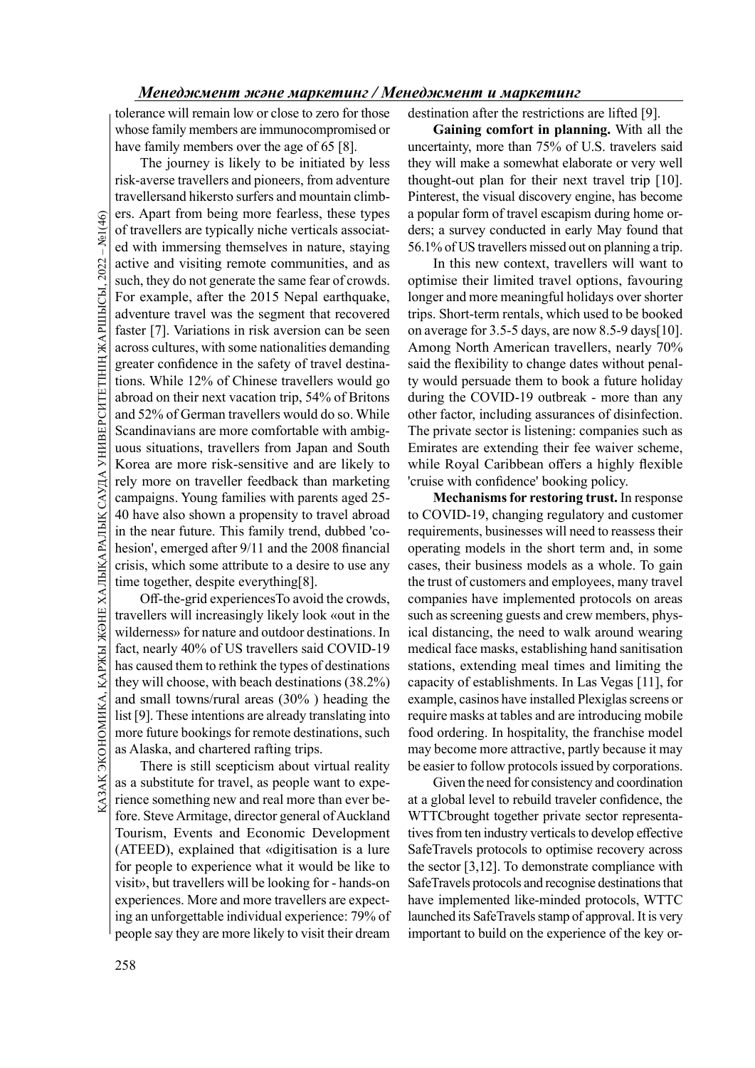tolerance will remain low or close to zero for those whose family members are immunocompromised or have family members over the age of 65 [8].

The journey is likely to be initiated by less risk-averse travellers and pioneers, from adventure travellersand hikersto surfers and mountain climbers. Apart from being more fearless, these types of travellers are typically niche verticals associated with immersing themselves in nature, staying active and visiting remote communities, and as such, they do not generate the same fear of crowds. For example, after the 2015 Nepal earthquake, adventure travel was the segment that recovered faster [7]. Variations in risk aversion can be seen across cultures, with some nationalities demanding greater confidence in the safety of travel destinations. While 12% of Chinese travellers would go abroad on their next vacation trip, 54% of Britons and 52% of German travellers would do so. While Scandinavians are more comfortable with ambiguous situations, travellers from Japan and South Korea are more risk-sensitive and are likely to rely more on traveller feedback than marketing campaigns. Young families with parents aged 25-40 have also shown a propensity to travel abroad in the near future. This family trend, dubbed 'cohesion', emerged after 9/11 and the 2008 financial crisis, which some attribute to a desire to use any time together, despite everything[8].

Off-the-grid experiencesTo avoid the crowds, travellers will increasingly likely look «out in the wilderness» for nature and outdoor destinations. In fact, nearly 40% of US travellers said COVID-19 has caused them to rethink the types of destinations they will choose, with beach destinations (38.2%) and small towns/rural areas (30% ) heading the list [9]. These intentions are already translating into more future bookings for remote destinations, such as Alaska, and chartered rafting trips.

There is still scepticism about virtual reality as a substitute for travel, as people want to experience something new and real more than ever before. Steve Armitage, director general of Auckland Tourism, Events and Economic Development (ATEED), explained that «digitisation is a lure for people to experience what it would be like to visit», but travellers will be looking for - hands-on experiences. More and more travellers are expecting an unforgettable individual experience: 79% of people say they are more likely to visit their dream destination after the restrictions are lifted [9].

**Gaining comfort in planning.** With all the uncertainty, more than 75% of U.S. travelers said they will make a somewhat elaborate or very well thought-out plan for their next travel trip [10]. Pinterest, the visual discovery engine, has become a popular form of travel escapism during home orders; a survey conducted in early May found that 56.1% of US travellers missed out on planning a trip.

In this new context, travellers will want to optimise their limited travel options, favouring longer and more meaningful holidays over shorter trips. Short-term rentals, which used to be booked on average for 3.5-5 days, are now 8.5-9 days[10]. Among North American travellers, nearly 70% said the flexibility to change dates without penalty would persuade them to book a future holiday during the COVID-19 outbreak - more than any other factor, including assurances of disinfection. The private sector is listening: companies such as Emirates are extending their fee waiver scheme, while Royal Caribbean offers a highly flexible 'cruise with confidence' booking policy.

**Mechanisms for restoring trust.** In response to COVID-19, changing regulatory and customer requirements, businesses will need to reassess their operating models in the short term and, in some cases, their business models as a whole. To gain the trust of customers and employees, many travel companies have implemented protocols on areas such as screening guests and crew members, physical distancing, the need to walk around wearing medical face masks, establishing hand sanitisation stations, extending meal times and limiting the capacity of establishments. In Las Vegas [11], for example, casinos have installed Plexiglas screens or require masks at tables and are introducing mobile food ordering. In hospitality, the franchise model may become more attractive, partly because it may be easier to follow protocols issued by corporations.

Given the need for consistency and coordination at a global level to rebuild traveler confidence, the WTTCbrought together private sector representatives from ten industry verticals to develop effective SafeTravels protocols to optimise recovery across the sector [3,12]. To demonstrate compliance with SafeTravels protocols and recognise destinations that have implemented like-minded protocols, WTTC launched its SafeTravels stamp of approval. It is very important to build on the experience of the key or-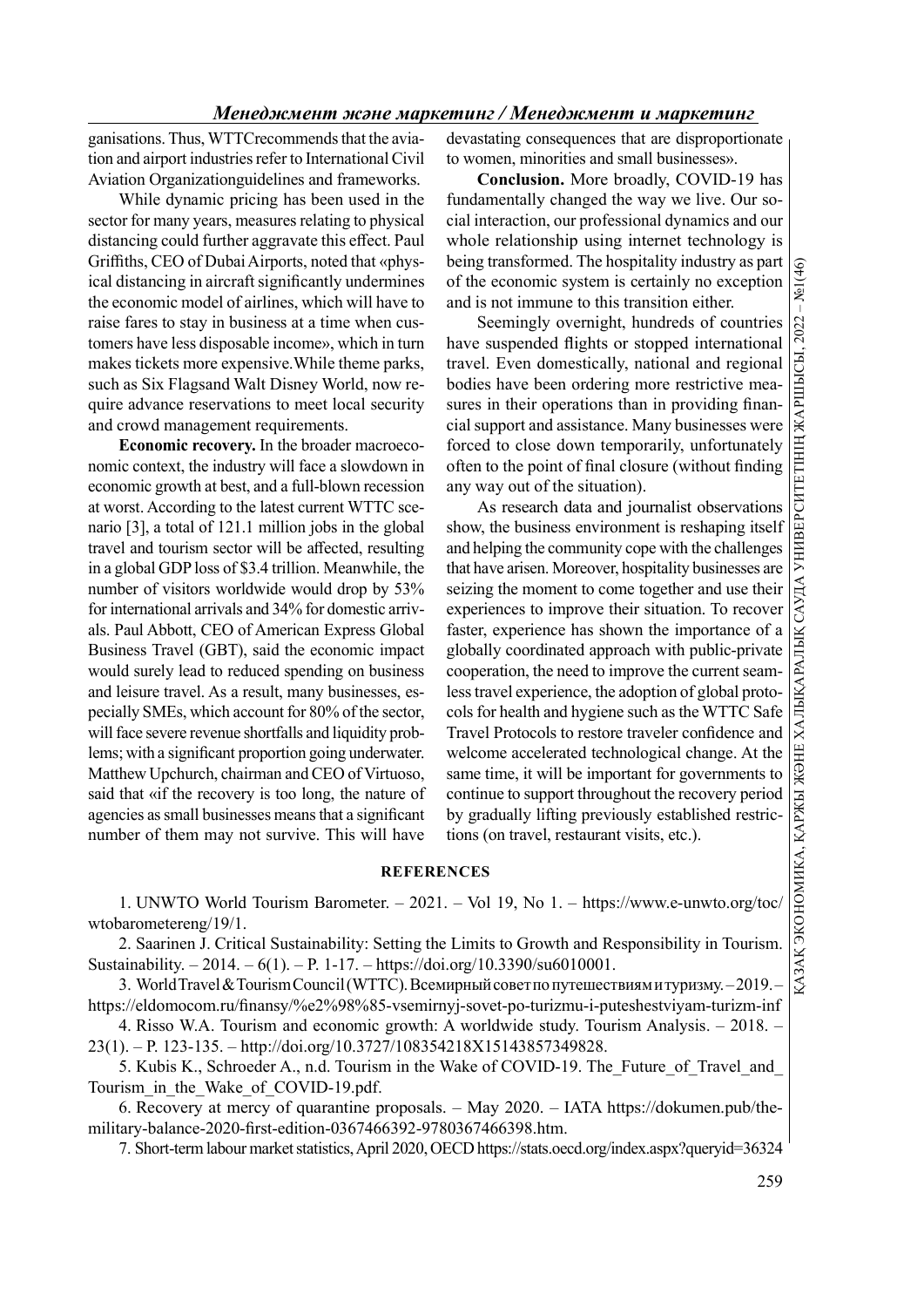ganisations. Thus, WTTCrecommends that the aviation and airport industries refer to International Civil Aviation Organizationguidelines and frameworks.

While dynamic pricing has been used in the sector for many years, measures relating to physical distancing could further aggravate this effect. Paul Griffiths, CEO of Dubai Airports, noted that «physical distancing in aircraft significantly undermines the economic model of airlines, which will have to raise fares to stay in business at a time when customers have less disposable income», which in turn makes tickets more expensive.While theme parks, such as Six Flagsand Walt Disney World, now require advance reservations to meet local security and crowd management requirements.

**Economic recovery.** In the broader macroeconomic context, the industry will face a slowdown in economic growth at best, and a full-blown recession at worst. According to the latest current WTTC scenario [3], a total of 121.1 million jobs in the global travel and tourism sector will be affected, resulting in a global GDP loss of $3.4 trillion. Meanwhile, the number of visitors worldwide would drop by 53% for international arrivals and 34% for domestic arrivals. Paul Abbott, CEO of American Express Global Business Travel (GBT), said the economic impact would surely lead to reduced spending on business and leisure travel. As a result, many businesses, especially SMEs, which account for 80% of the sector, will face severe revenue shortfalls and liquidity problems; with a significant proportion going underwater. Matthew Upchurch, chairman and CEO of Virtuoso, said that «if the recovery is too long, the nature of agencies as small businesses means that a significant number of them may not survive. This will have devastating consequences that are disproportionate to women, minorities and small businesses».

**Conclusion.** More broadly, COVID-19 has fundamentally changed the way we live. Our social interaction, our professional dynamics and our whole relationship using internet technology is being transformed. The hospitality industry as part of the economic system is certainly no exception and is not immune to this transition either.

Seemingly overnight, hundreds of countries have suspended flights or stopped international travel. Even domestically, national and regional bodies have been ordering more restrictive measures in their operations than in providing financial support and assistance. Many businesses were forced to close down temporarily, unfortunately often to the point of final closure (without finding any way out of the situation).

As research data and journalist observations show, the business environment is reshaping itself and helping the community cope with the challenges that have arisen. Moreover, hospitality businesses are seizing the moment to come together and use their experiences to improve their situation. To recover faster, experience has shown the importance of a globally coordinated approach with public-private cooperation, the need to improve the current seamless travel experience, the adoption of global protocols for health and hygiene such as the WTTC Safe Travel Protocols to restore traveler confidence and welcome accelerated technological change. At the same time, it will be important for governments to continue to support throughout the recovery period by gradually lifting previously established restrictions (on travel, restaurant visits, etc.).

## REFERENCES

1. UNWTO World Tourism Barometer. – 2021. – Vol 19, No 1. – https://www.e-unwto.org/toc/wtobarometereng/19/1.
2. Saarinen J. Critical Sustainability: Setting the Limits to Growth and Responsibility in Tourism. Sustainability. – 2014. – 6(1). – P. 1-17. – https://doi.org/10.3390/su6010001.
3. World Travel & Tourism Council (WTTC). Всемирный совет по путешествиям и туризму. – 2019. – https://eldomocom.ru/finansy/%e2%98%85-vsemirnyj-sovet-po-turizmu-i-puteshestviyam-turizm-inf
4. Risso W.A. Tourism and economic growth: A worldwide study. Tourism Analysis. – 2018. – 23(1). – P. 123-135. – http://doi.org/10.3727/108354218X15143857349828.
5. Kubis K., Schroeder A., n.d. Tourism in the Wake of COVID-19. The_Future_of_Travel_and_Tourism_in_the_Wake_of_COVID-19.pdf.
6. Recovery at mercy of quarantine proposals. – May 2020. – IATA https://dokumen.pub/the-military-balance-2020-first-edition-0367466392-9780367466398.htm.
7. Short-term labour market statistics, April 2020, OECD https://stats.oecd.org/index.aspx?queryid=36324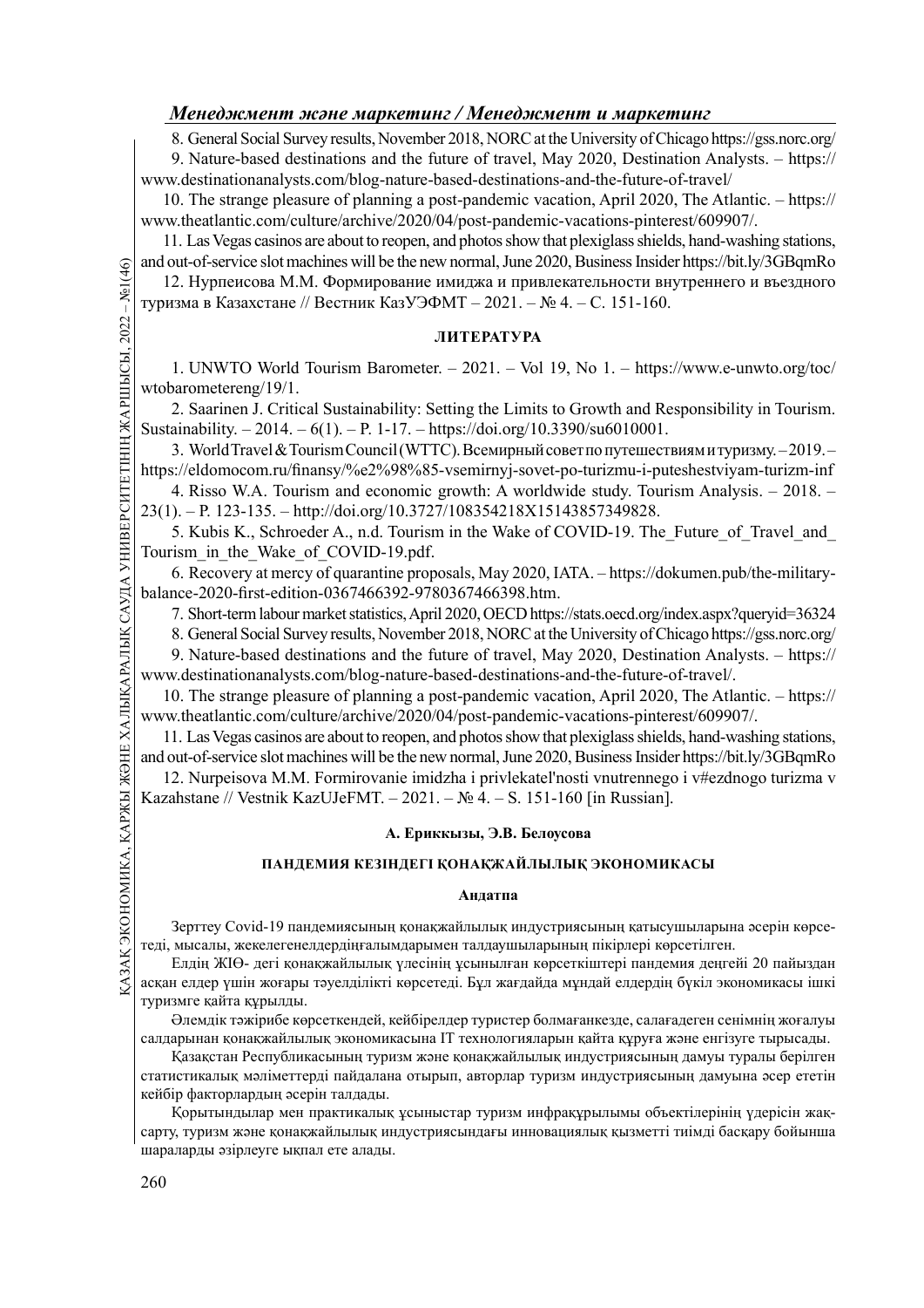8. General Social Survey results, November 2018, NORC at the University of Chicago https://gss.norc.org/

9. Nature-based destinations and the future of travel, May 2020, Destination Analysts. – https://www.destinationanalysts.com/blog-nature-based-destinations-and-the-future-of-travel/

10. The strange pleasure of planning a post-pandemic vacation, April 2020, The Atlantic. – https://www.theatlantic.com/culture/archive/2020/04/post-pandemic-vacations-pinterest/609907/.

11. Las Vegas casinos are about to reopen, and photos show that plexiglass shields, hand-washing stations, and out-of-service slot machines will be the new normal, June 2020, Business Insider https://bit.ly/3GBqmRo

12. Нурпеисова М.М. Формирование имиджа и привлекательности внутреннего и въездного туризма в Казахстане // Вестник КазУЭФМТ – 2021. – № 4. – С. 151-160.

### ЛИТЕРАТУРА

1. UNWTO World Tourism Barometer. – 2021. – Vol 19, No 1. – https://www.e-unwto.org/toc/wtobarometereng/19/1.

2. Saarinen J. Critical Sustainability: Setting the Limits to Growth and Responsibility in Tourism. Sustainability. – 2014. – 6(1). – P. 1-17. – https://doi.org/10.3390/su6010001.

3. World Travel & Tourism Council (WTTC). Всемирный совет по путешествиям и туризму. – 2019. – https://eldomocom.ru/finansy/%e2%98%85-vsemirnyj-sovet-po-turizmu-i-puteshestviyam-turizm-inf

4. Risso W.A. Tourism and economic growth: A worldwide study. Tourism Analysis. – 2018. – 23(1). – P. 123-135. – http://doi.org/10.3727/108354218X15143857349828.

5. Kubis K., Schroeder A., n.d. Tourism in the Wake of COVID-19. The_Future_of_Travel_and_Tourism_in_the_Wake_of_COVID-19.pdf.

6. Recovery at mercy of quarantine proposals, May 2020, IATA. – https://dokumen.pub/the-military-balance-2020-first-edition-0367466392-9780367466398.htm.

7. Short-term labour market statistics, April 2020, OECD https://stats.oecd.org/index.aspx?queryid=36324

8. General Social Survey results, November 2018, NORC at the University of Chicago https://gss.norc.org/

9. Nature-based destinations and the future of travel, May 2020, Destination Analysts. – https://www.destinationanalysts.com/blog-nature-based-destinations-and-the-future-of-travel/.

10. The strange pleasure of planning a post-pandemic vacation, April 2020, The Atlantic. – https://www.theatlantic.com/culture/archive/2020/04/post-pandemic-vacations-pinterest/609907/.

11. Las Vegas casinos are about to reopen, and photos show that plexiglass shields, hand-washing stations, and out-of-service slot machines will be the new normal, June 2020, Business Insider https://bit.ly/3GBqmRo

12. Nurpeisova M.M. Formirovanie imidzha i privlekatel'nosti vnutrennego i v#ezdnogo turizma v Kazahstane // Vestnik KazUJeFMT. – 2021. – № 4. – S. 151-160 [in Russian].

**А. Ериккызы, Э.В. Белоусова**

## ПАНДЕМИЯ КЕЗІНДЕГІ ҚОНАҚЖАЙЛЫЛЫҚ ЭКОНОМИКАСЫ

**Андатпа**

Зерттеу Covid-19 пандемиясының қонақжайлылық индустриясының қатысушыларына әсерін көрсетеді, мысалы, жекелегенелдердіңғалымдарымен талдаушыларының пікірлері көрсетілген.

Елдің ЖІӨ- дегі қонақжайлылық үлесінің ұсынылған көрсеткіштері пандемия деңгейі 20 пайыздан асқан елдер үшін жоғары тәуелділікті көрсетеді. Бұл жағдайда мұндай елдердің бүкіл экономикасы ішкі туризмге қайта құрылды.

Әлемдік тәжірибе көрсеткендей, кейбірелдер туристер болмағанкезде, салағадеген сенімнің жоғалуы салдарынан қонақжайлылық экономикасына IT технологияларын қайта құруға және енгізуге тырысады.

Қазақстан Республикасының туризм және қонақжайлылық индустриясының дамуы туралы берілген статистикалық мәліметтерді пайдалана отырып, авторлар туризм индустриясының дамуына әсер ететін кейбір факторлардың әсерін талдады.

Қорытындылар мен практикалық ұсыныстар туризм инфрақұрылымы объектілерінің үдерісін жақсарту, туризм және қонақжайлылық индустриясындағы инновациялық қызметті тиімді басқару бойынша шараларды әзірлеуге ықпал ете алады.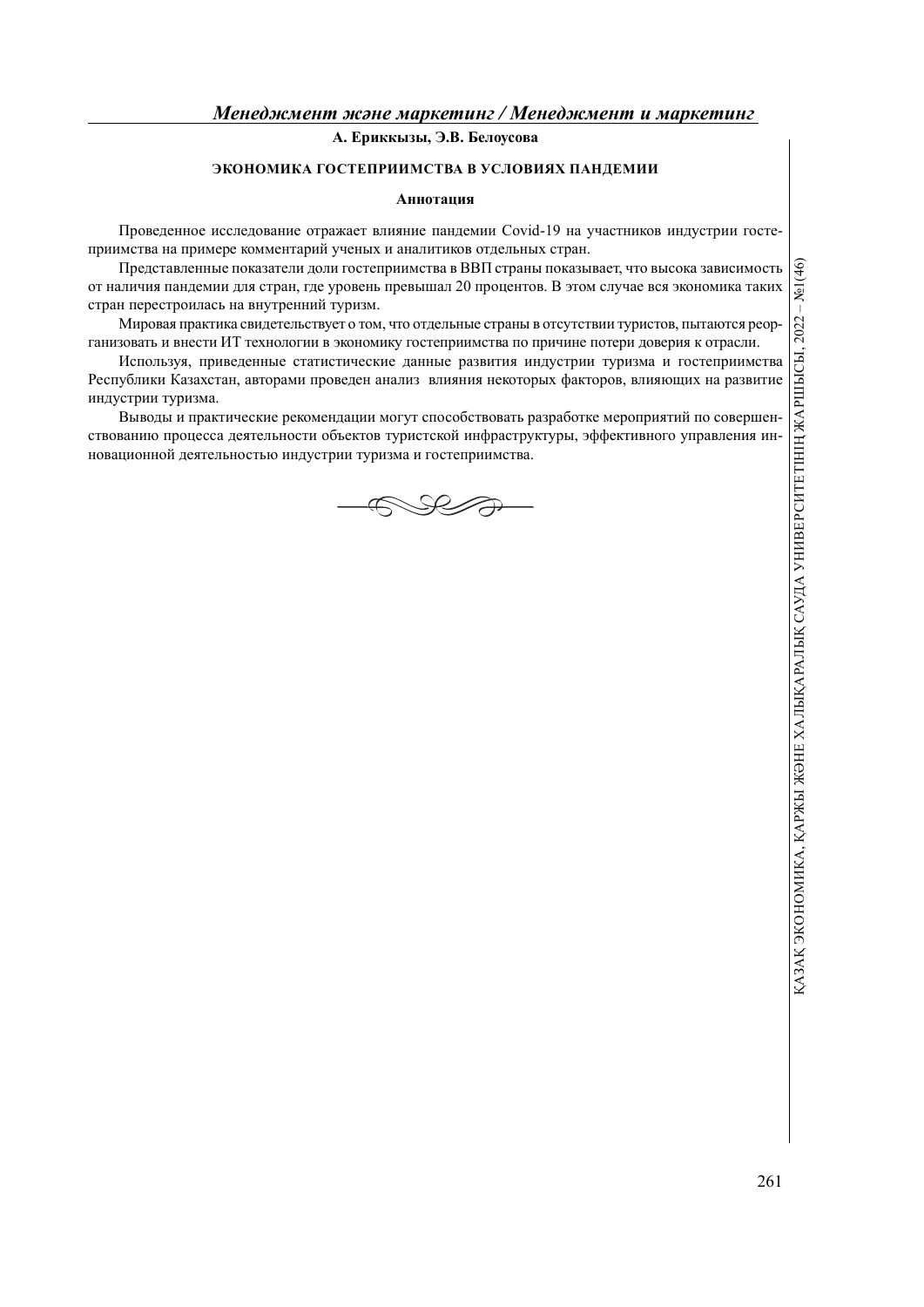**А. Ериккызы, Э.В. Белоусова**

**ЭКОНОМИКА ГОСТЕПРИИМСТВА В УСЛОВИЯХ ПАНДЕМИИ**

**Аннотация**

Проведенное исследование отражает влияние пандемии Covid-19 на участников индустрии гостеприимства на примере комментарий ученых и аналитиков отдельных стран.

Представленные показатели доли гостеприимства в ВВП страны показывает, что высока зависимость от наличия пандемии для стран, где уровень превышал 20 процентов. В этом случае вся экономика таких стран перестроилась на внутренний туризм.

Мировая практика свидетельствует о том, что отдельные страны в отсутствии туристов, пытаются реорганизовать и внести ИТ технологии в экономику гостеприимства по причине потери доверия к отрасли.

Используя, приведенные статистические данные развития индустрии туризма и гостеприимства Республики Казахстан, авторами проведен анализ влияния некоторых факторов, влияющих на развитие индустрии туризма.

Выводы и практические рекомендации могут способствовать разработке мероприятий по совершенствованию процесса деятельности объектов туристской инфраструктуры, эффективного управления инновационной деятельностью индустрии туризма и гостеприимства.